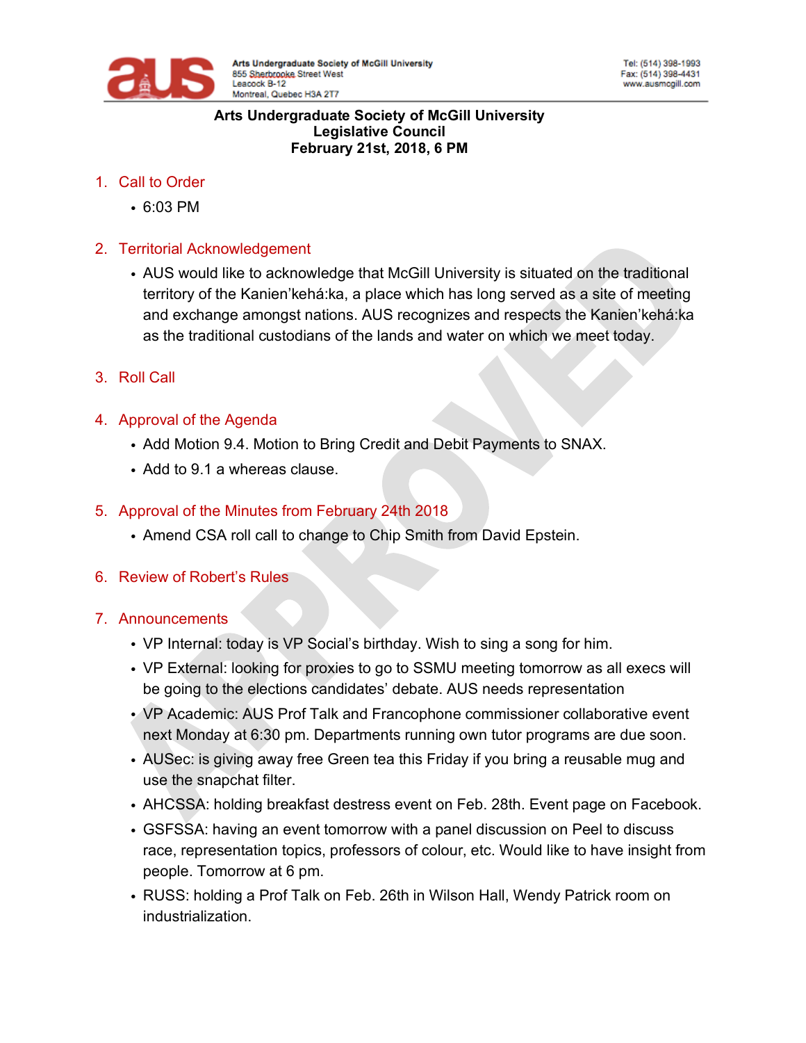Arts Undergraduate Society of McGill University
855 Sherbrooke Street West
Leacock B-12
Montreal, Quebec H3A 2T7

Tel: (514) 398-1993
Fax: (514) 398-4431
www.ausmcgill.com

**Arts Undergraduate Society of McGill University**
**Legislative Council**
**February 21st, 2018, 6 PM**

1. Call to Order
   - 6:03 PM

2. Territorial Acknowledgement
   - AUS would like to acknowledge that McGill University is situated on the traditional territory of the Kanien'kehá:ka, a place which has long served as a site of meeting and exchange amongst nations. AUS recognizes and respects the Kanien'kehá:ka as the traditional custodians of the lands and water on which we meet today.

3. Roll Call

4. Approval of the Agenda
   - Add Motion 9.4. Motion to Bring Credit and Debit Payments to SNAX.
   - Add to 9.1 a whereas clause.

5. Approval of the Minutes from February 24th 2018
   - Amend CSA roll call to change to Chip Smith from David Epstein.

6. Review of Robert's Rules

7. Announcements
   - VP Internal: today is VP Social's birthday. Wish to sing a song for him.
   - VP External: looking for proxies to go to SSMU meeting tomorrow as all execs will be going to the elections candidates' debate. AUS needs representation
   - VP Academic: AUS Prof Talk and Francophone commissioner collaborative event next Monday at 6:30 pm. Departments running own tutor programs are due soon.
   - AUSec: is giving away free Green tea this Friday if you bring a reusable mug and use the snapchat filter.
   - AHCSSA: holding breakfast destress event on Feb. 28th. Event page on Facebook.
   - GSFSSA: having an event tomorrow with a panel discussion on Peel to discuss race, representation topics, professors of colour, etc. Would like to have insight from people. Tomorrow at 6 pm.
   - RUSS: holding a Prof Talk on Feb. 26th in Wilson Hall, Wendy Patrick room on industrialization.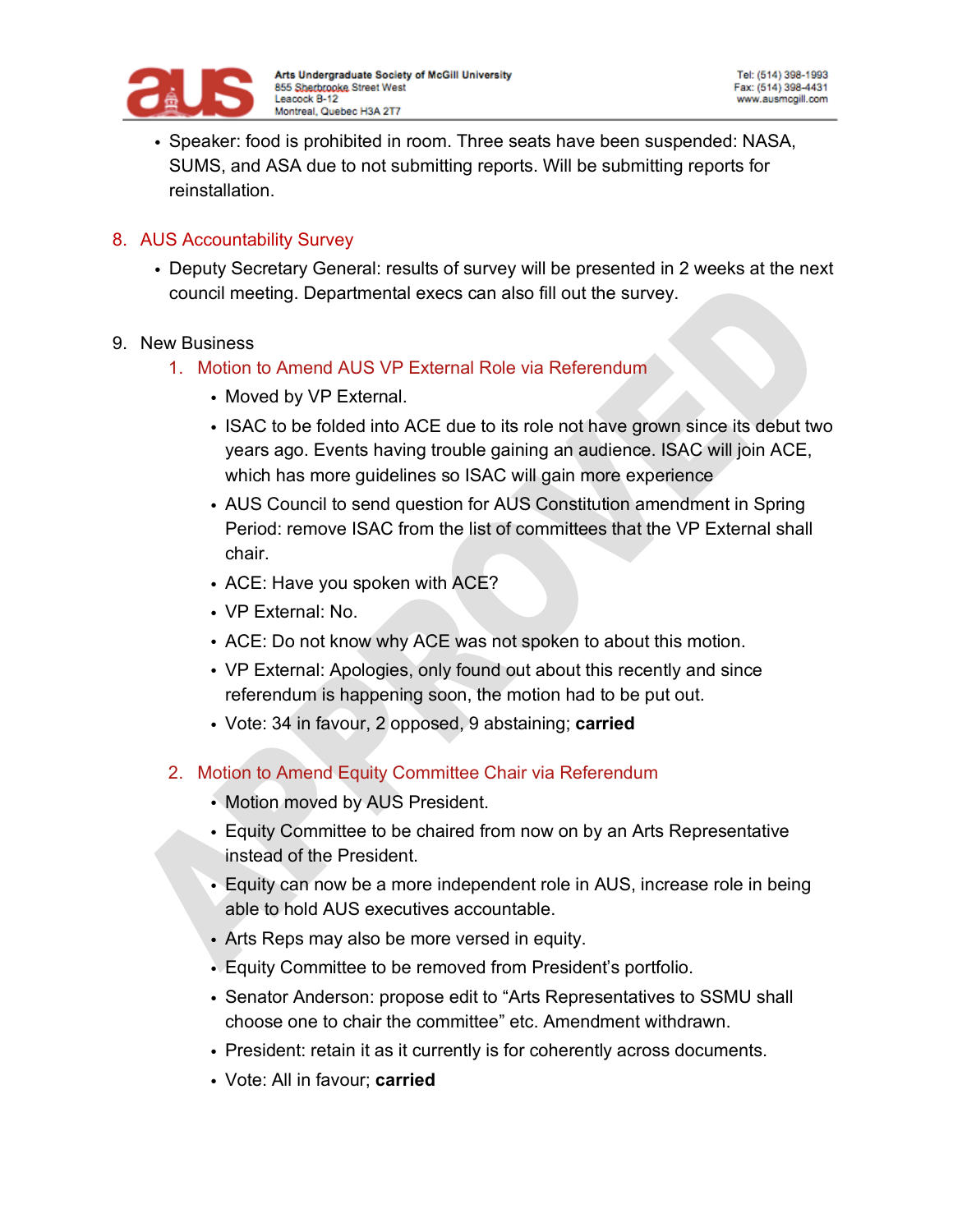- Speaker: food is prohibited in room. Three seats have been suspended: NASA, SUMS, and ASA due to not submitting reports. Will be submitting reports for reinstallation.

8. AUS Accountability Survey
    - Deputy Secretary General: results of survey will be presented in 2 weeks at the next council meeting. Departmental execs can also fill out the survey.

9. New Business
    1. Motion to Amend AUS VP External Role via Referendum
        - Moved by VP External.
        - ISAC to be folded into ACE due to its role not have grown since its debut two years ago. Events having trouble gaining an audience. ISAC will join ACE, which has more guidelines so ISAC will gain more experience
        - AUS Council to send question for AUS Constitution amendment in Spring Period: remove ISAC from the list of committees that the VP External shall chair.
        - ACE: Have you spoken with ACE?
        - VP External: No.
        - ACE: Do not know why ACE was not spoken to about this motion.
        - VP External: Apologies, only found out about this recently and since referendum is happening soon, the motion had to be put out.
        - Vote: 34 in favour, 2 opposed, 9 abstaining; **carried**

    2. Motion to Amend Equity Committee Chair via Referendum
        - Motion moved by AUS President.
        - Equity Committee to be chaired from now on by an Arts Representative instead of the President.
        - Equity can now be a more independent role in AUS, increase role in being able to hold AUS executives accountable.
        - Arts Reps may also be more versed in equity.
        - Equity Committee to be removed from President's portfolio.
        - Senator Anderson: propose edit to "Arts Representatives to SSMU shall choose one to chair the committee" etc. Amendment withdrawn.
        - President: retain it as it currently is for coherently across documents.
        - Vote: All in favour; **carried**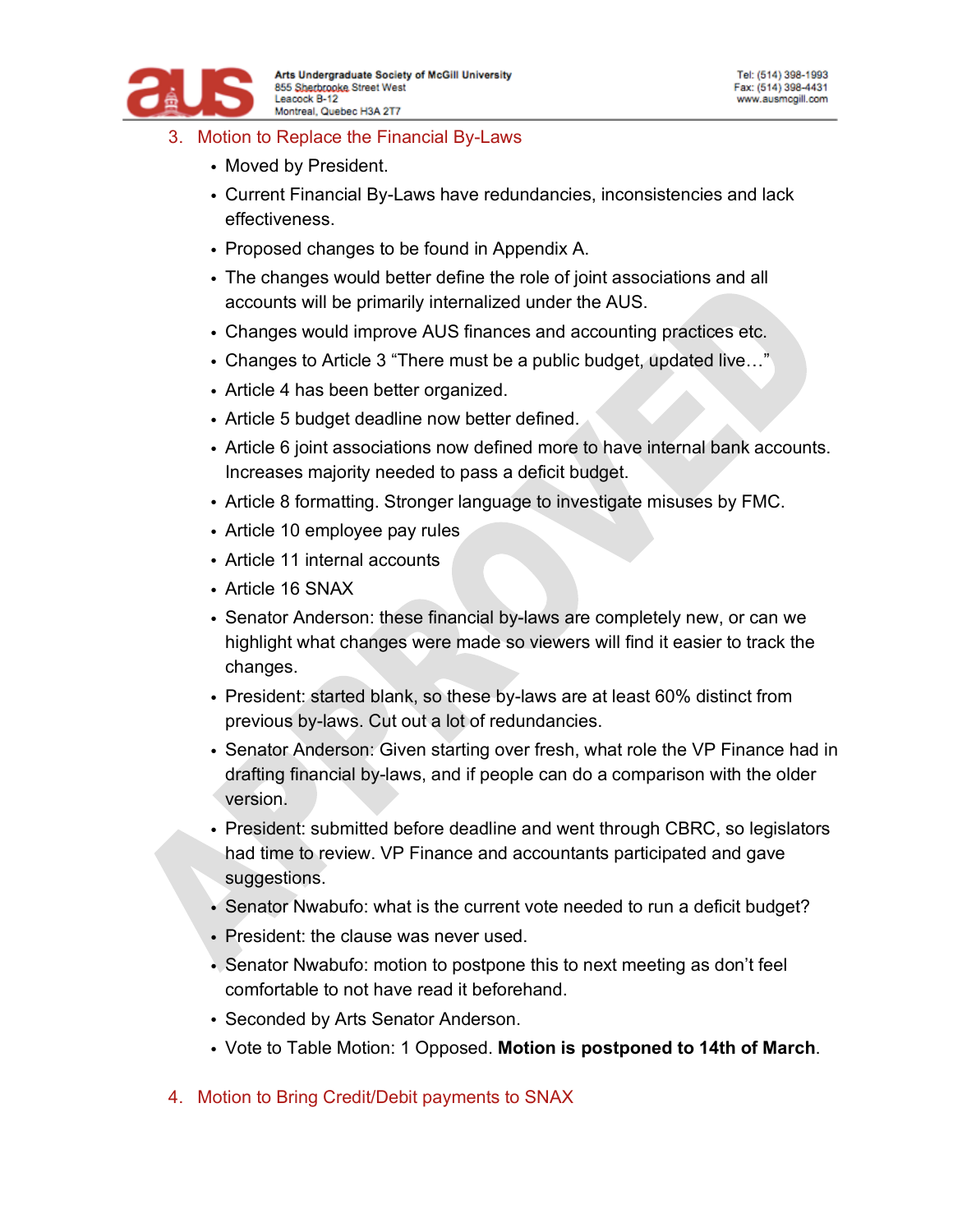### 3. Motion to Replace the Financial By-Laws

- Moved by President.
- Current Financial By-Laws have redundancies, inconsistencies and lack effectiveness.
- Proposed changes to be found in Appendix A.
- The changes would better define the role of joint associations and all accounts will be primarily internalized under the AUS.
- Changes would improve AUS finances and accounting practices etc.
- Changes to Article 3 “There must be a public budget, updated live…”
- Article 4 has been better organized.
- Article 5 budget deadline now better defined.
- Article 6 joint associations now defined more to have internal bank accounts. Increases majority needed to pass a deficit budget.
- Article 8 formatting. Stronger language to investigate misuses by FMC.
- Article 10 employee pay rules
- Article 11 internal accounts
- Article 16 SNAX
- Senator Anderson: these financial by-laws are completely new, or can we highlight what changes were made so viewers will find it easier to track the changes.
- President: started blank, so these by-laws are at least 60% distinct from previous by-laws. Cut out a lot of redundancies.
- Senator Anderson: Given starting over fresh, what role the VP Finance had in drafting financial by-laws, and if people can do a comparison with the older version.
- President: submitted before deadline and went through CBRC, so legislators had time to review. VP Finance and accountants participated and gave suggestions.
- Senator Nwabufo: what is the current vote needed to run a deficit budget?
- President: the clause was never used.
- Senator Nwabufo: motion to postpone this to next meeting as don’t feel comfortable to not have read it beforehand.
- Seconded by Arts Senator Anderson.
- Vote to Table Motion: 1 Opposed. **Motion is postponed to 14th of March**.

### 4. Motion to Bring Credit/Debit payments to SNAX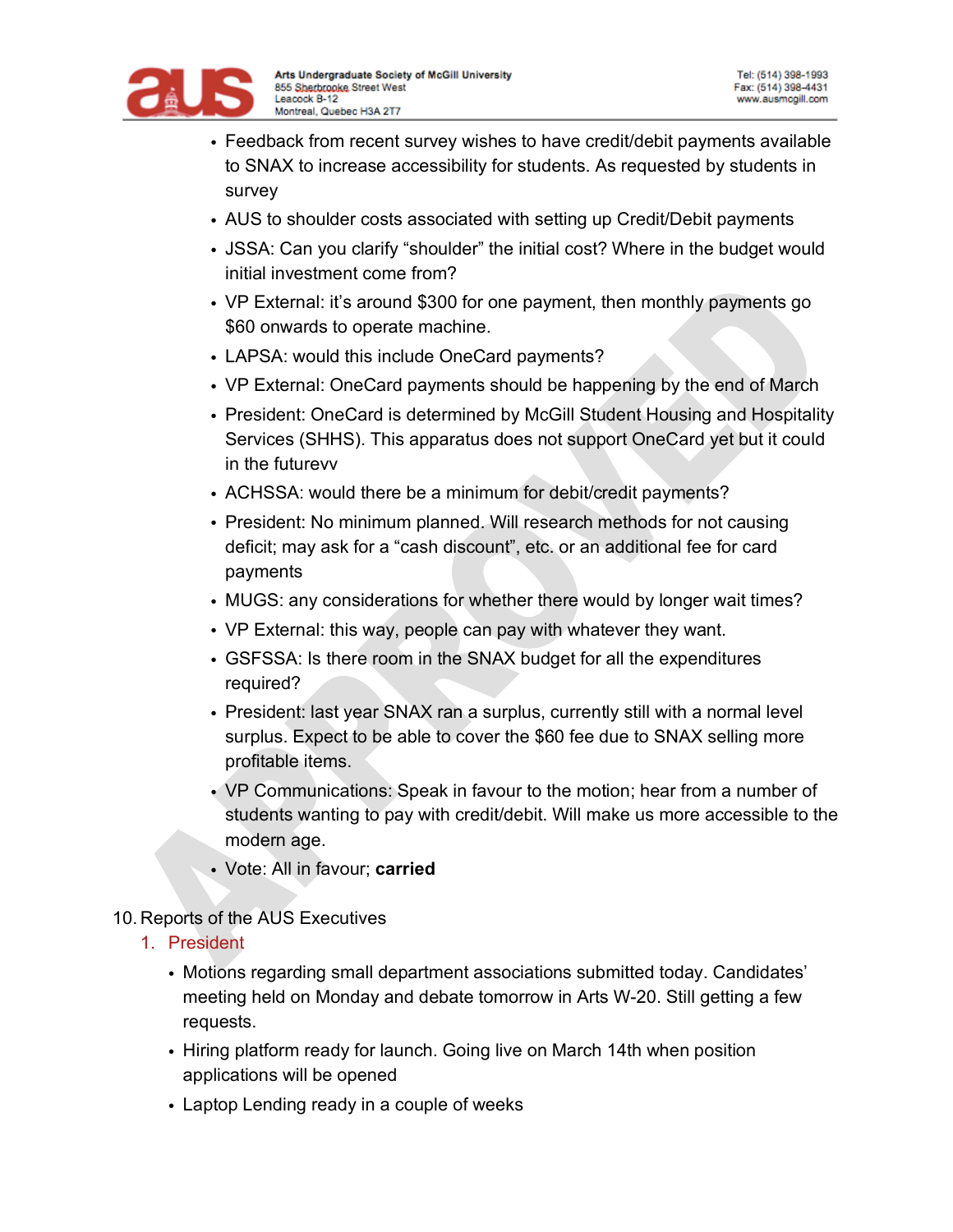- Feedback from recent survey wishes to have credit/debit payments available to SNAX to increase accessibility for students. As requested by students in survey
- AUS to shoulder costs associated with setting up Credit/Debit payments
- JSSA: Can you clarify “shoulder” the initial cost? Where in the budget would initial investment come from?
- VP External: it’s around $300 for one payment, then monthly payments go $60 onwards to operate machine.
- LAPSA: would this include OneCard payments?
- VP External: OneCard payments should be happening by the end of March
- President: OneCard is determined by McGill Student Housing and Hospitality Services (SHHS). This apparatus does not support OneCard yet but it could in the futurevv
- ACHSSA: would there be a minimum for debit/credit payments?
- President: No minimum planned. Will research methods for not causing deficit; may ask for a “cash discount”, etc. or an additional fee for card payments
- MUGS: any considerations for whether there would by longer wait times?
- VP External: this way, people can pay with whatever they want.
- GSFSSA: Is there room in the SNAX budget for all the expenditures required?
- President: last year SNAX ran a surplus, currently still with a normal level surplus. Expect to be able to cover the $60 fee due to SNAX selling more profitable items.
- VP Communications: Speak in favour to the motion; hear from a number of students wanting to pay with credit/debit. Will make us more accessible to the modern age.
- Vote: All in favour; **carried**

10. Reports of the AUS Executives
    1. President
        - Motions regarding small department associations submitted today. Candidates’ meeting held on Monday and debate tomorrow in Arts W-20. Still getting a few requests.
        - Hiring platform ready for launch. Going live on March 14th when position applications will be opened
        - Laptop Lending ready in a couple of weeks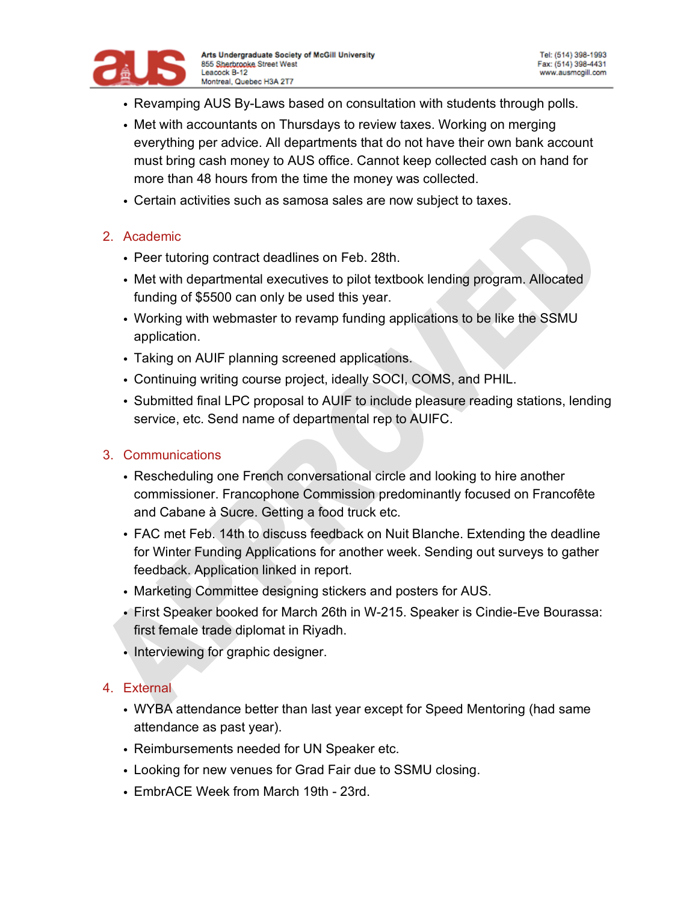- Revamping AUS By-Laws based on consultation with students through polls.
- Met with accountants on Thursdays to review taxes. Working on merging everything per advice. All departments that do not have their own bank account must bring cash money to AUS office. Cannot keep collected cash on hand for more than 48 hours from the time the money was collected.
- Certain activities such as samosa sales are now subject to taxes.

2. Academic
   - Peer tutoring contract deadlines on Feb. 28th.
   - Met with departmental executives to pilot textbook lending program. Allocated funding of $5500 can only be used this year.
   - Working with webmaster to revamp funding applications to be like the SSMU application.
   - Taking on AUIF planning screened applications.
   - Continuing writing course project, ideally SOCI, COMS, and PHIL.
   - Submitted final LPC proposal to AUIF to include pleasure reading stations, lending service, etc. Send name of departmental rep to AUIFC.

3. Communications
   - Rescheduling one French conversational circle and looking to hire another commissioner. Francophone Commission predominantly focused on Francofête and Cabane à Sucre. Getting a food truck etc.
   - FAC met Feb. 14th to discuss feedback on Nuit Blanche. Extending the deadline for Winter Funding Applications for another week. Sending out surveys to gather feedback. Application linked in report.
   - Marketing Committee designing stickers and posters for AUS.
   - First Speaker booked for March 26th in W-215. Speaker is Cindie-Eve Bourassa: first female trade diplomat in Riyadh.
   - Interviewing for graphic designer.

4. External
   - WYBA attendance better than last year except for Speed Mentoring (had same attendance as past year).
   - Reimbursements needed for UN Speaker etc.
   - Looking for new venues for Grad Fair due to SSMU closing.
   - EmbrACE Week from March 19th - 23rd.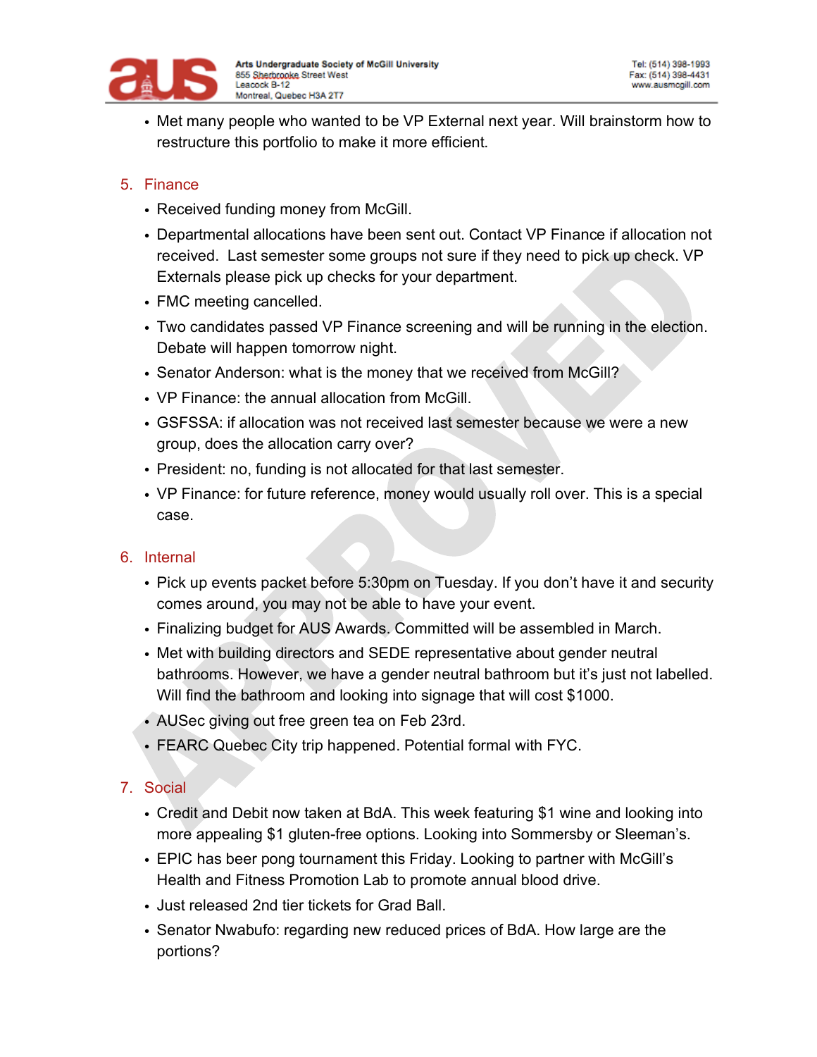- Met many people who wanted to be VP External next year. Will brainstorm how to restructure this portfolio to make it more efficient.

5. Finance
   - Received funding money from McGill.
   - Departmental allocations have been sent out. Contact VP Finance if allocation not received. Last semester some groups not sure if they need to pick up check. VP Externals please pick up checks for your department.
   - FMC meeting cancelled.
   - Two candidates passed VP Finance screening and will be running in the election. Debate will happen tomorrow night.
   - Senator Anderson: what is the money that we received from McGill?
   - VP Finance: the annual allocation from McGill.
   - GSFSSA: if allocation was not received last semester because we were a new group, does the allocation carry over?
   - President: no, funding is not allocated for that last semester.
   - VP Finance: for future reference, money would usually roll over. This is a special case.

6. Internal
   - Pick up events packet before 5:30pm on Tuesday. If you don't have it and security comes around, you may not be able to have your event.
   - Finalizing budget for AUS Awards. Committed will be assembled in March.
   - Met with building directors and SEDE representative about gender neutral bathrooms. However, we have a gender neutral bathroom but it's just not labelled. Will find the bathroom and looking into signage that will cost $1000.
   - AUSec giving out free green tea on Feb 23rd.
   - FEARC Quebec City trip happened. Potential formal with FYC.

7. Social
   - Credit and Debit now taken at BdA. This week featuring $1 wine and looking into more appealing $1 gluten-free options. Looking into Sommersby or Sleeman's.
   - EPIC has beer pong tournament this Friday. Looking to partner with McGill's Health and Fitness Promotion Lab to promote annual blood drive.
   - Just released 2nd tier tickets for Grad Ball.
   - Senator Nwabufo: regarding new reduced prices of BdA. How large are the portions?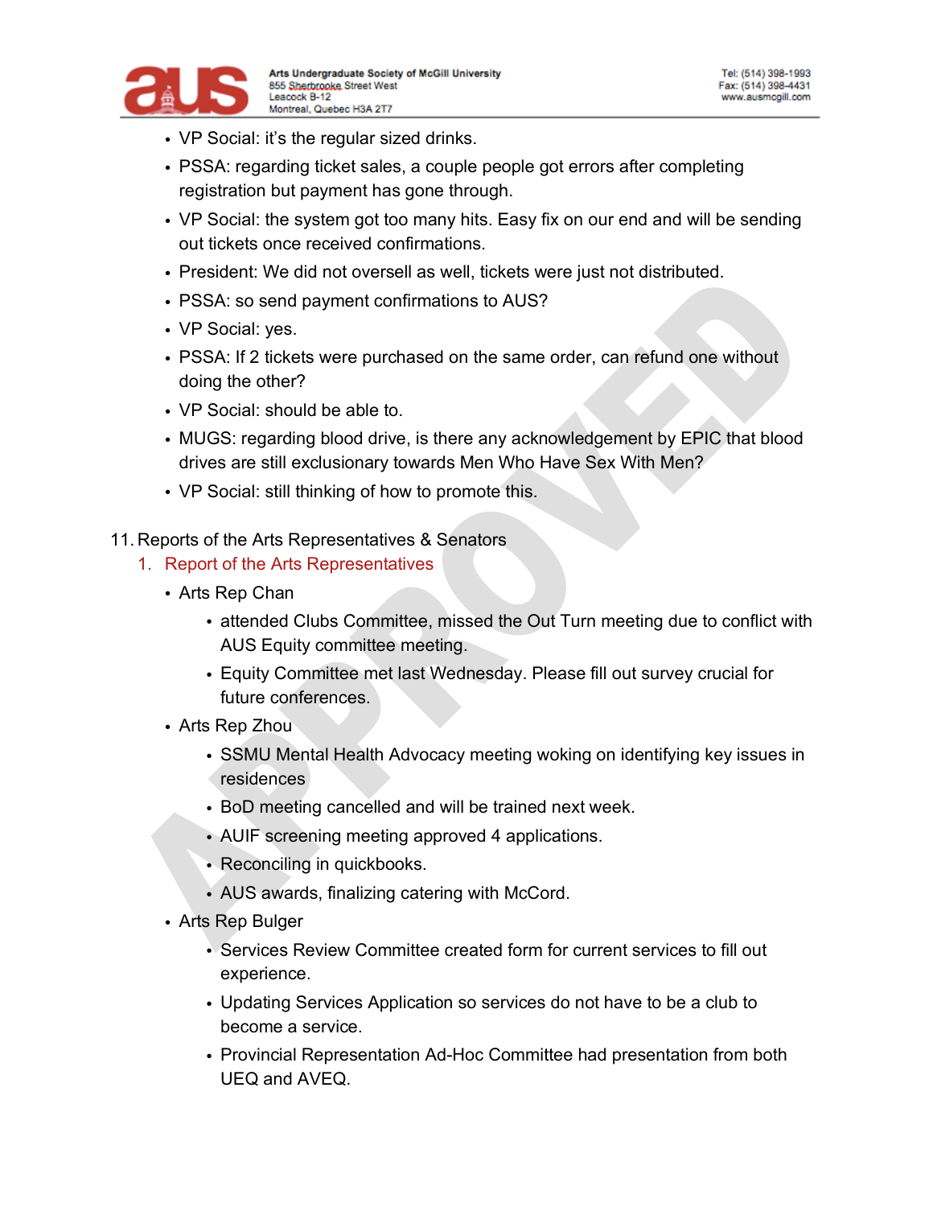- VP Social: it's the regular sized drinks.
- PSSA: regarding ticket sales, a couple people got errors after completing registration but payment has gone through.
- VP Social: the system got too many hits. Easy fix on our end and will be sending out tickets once received confirmations.
- President: We did not oversell as well, tickets were just not distributed.
- PSSA: so send payment confirmations to AUS?
- VP Social: yes.
- PSSA: If 2 tickets were purchased on the same order, can refund one without doing the other?
- VP Social: should be able to.
- MUGS: regarding blood drive, is there any acknowledgement by EPIC that blood drives are still exclusionary towards Men Who Have Sex With Men?
- VP Social: still thinking of how to promote this.

11. Reports of the Arts Representatives & Senators
    1. Report of the Arts Representatives
       - Arts Rep Chan
         - attended Clubs Committee, missed the Out Turn meeting due to conflict with AUS Equity committee meeting.
         - Equity Committee met last Wednesday. Please fill out survey crucial for future conferences.
       - Arts Rep Zhou
         - SSMU Mental Health Advocacy meeting woking on identifying key issues in residences
         - BoD meeting cancelled and will be trained next week.
         - AUIF screening meeting approved 4 applications.
         - Reconciling in quickbooks.
         - AUS awards, finalizing catering with McCord.
       - Arts Rep Bulger
         - Services Review Committee created form for current services to fill out experience.
         - Updating Services Application so services do not have to be a club to become a service.
         - Provincial Representation Ad-Hoc Committee had presentation from both UEQ and AVEQ.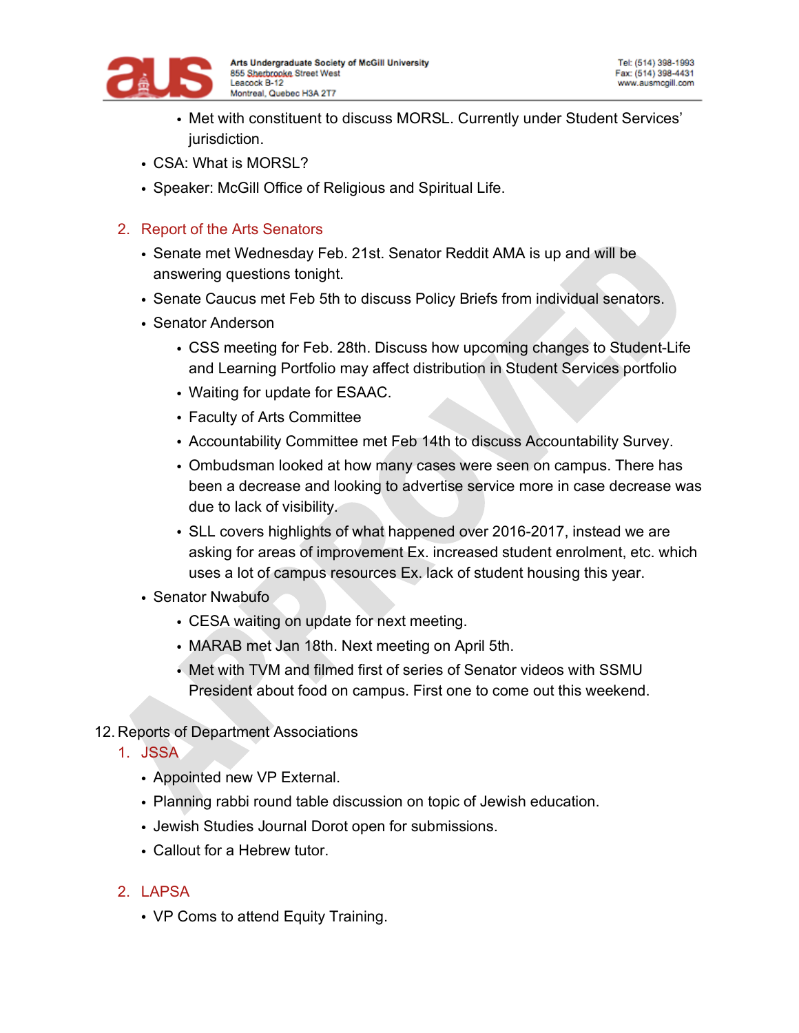- Met with constituent to discuss MORSL. Currently under Student Services' jurisdiction.
- CSA: What is MORSL?
- Speaker: McGill Office of Religious and Spiritual Life.

2. Report of the Arts Senators
   - Senate met Wednesday Feb. 21st. Senator Reddit AMA is up and will be answering questions tonight.
   - Senate Caucus met Feb 5th to discuss Policy Briefs from individual senators.
   - Senator Anderson
     - CSS meeting for Feb. 28th. Discuss how upcoming changes to Student-Life and Learning Portfolio may affect distribution in Student Services portfolio
     - Waiting for update for ESAAC.
     - Faculty of Arts Committee
     - Accountability Committee met Feb 14th to discuss Accountability Survey.
     - Ombudsman looked at how many cases were seen on campus. There has been a decrease and looking to advertise service more in case decrease was due to lack of visibility.
     - SLL covers highlights of what happened over 2016-2017, instead we are asking for areas of improvement Ex. increased student enrolment, etc. which uses a lot of campus resources Ex. lack of student housing this year.
   - Senator Nwabufo
     - CESA waiting on update for next meeting.
     - MARAB met Jan 18th. Next meeting on April 5th.
     - Met with TVM and filmed first of series of Senator videos with SSMU President about food on campus. First one to come out this weekend.

12. Reports of Department Associations
    1. JSSA
       - Appointed new VP External.
       - Planning rabbi round table discussion on topic of Jewish education.
       - Jewish Studies Journal Dorot open for submissions.
       - Callout for a Hebrew tutor.

    2. LAPSA
       - VP Coms to attend Equity Training.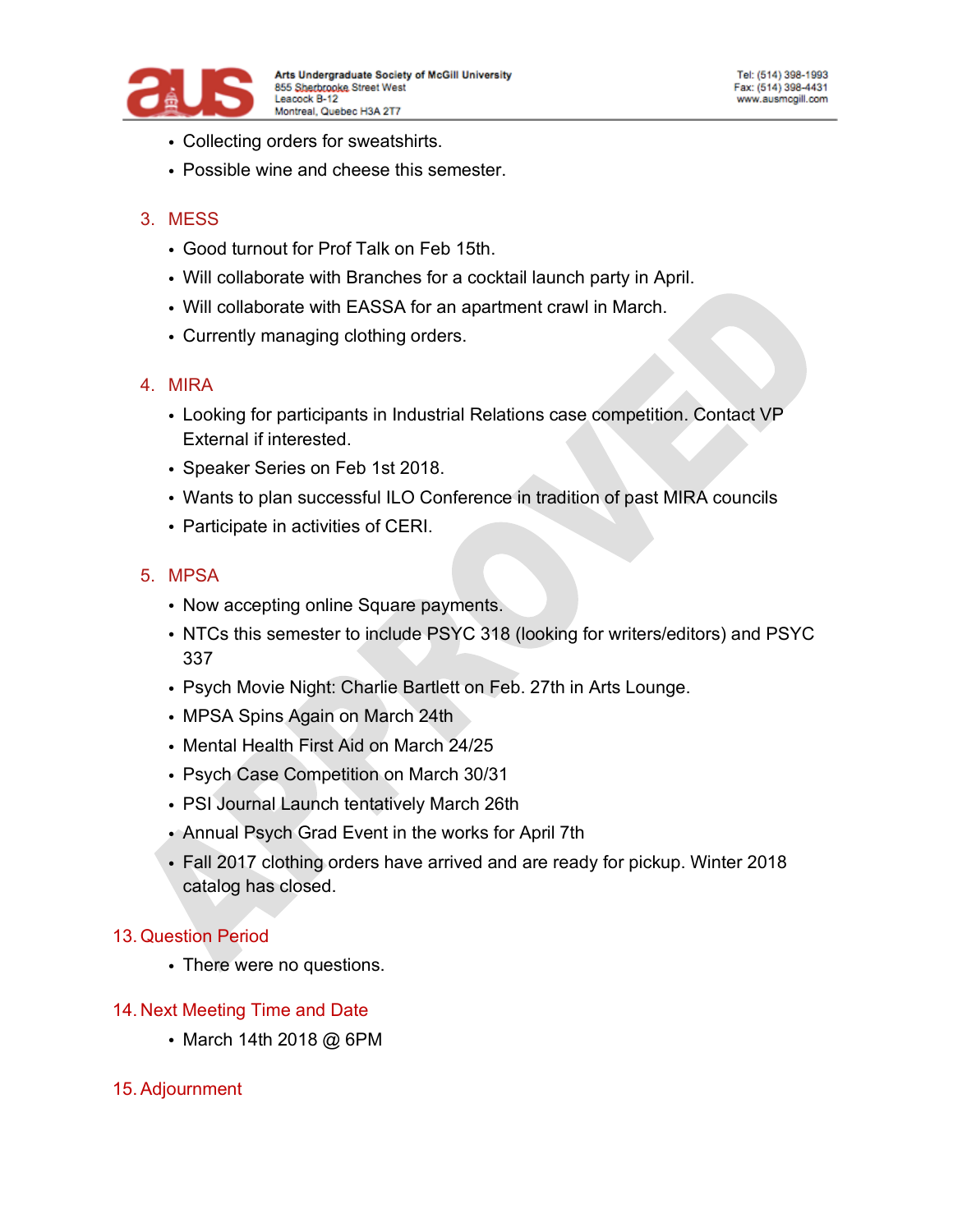- Collecting orders for sweatshirts.
- Possible wine and cheese this semester.

3. MESS
    - Good turnout for Prof Talk on Feb 15th.
    - Will collaborate with Branches for a cocktail launch party in April.
    - Will collaborate with EASSA for an apartment crawl in March.
    - Currently managing clothing orders.

4. MIRA
    - Looking for participants in Industrial Relations case competition. Contact VP External if interested.
    - Speaker Series on Feb 1st 2018.
    - Wants to plan successful ILO Conference in tradition of past MIRA councils
    - Participate in activities of CERI.

5. MPSA
    - Now accepting online Square payments.
    - NTCs this semester to include PSYC 318 (looking for writers/editors) and PSYC 337
    - Psych Movie Night: Charlie Bartlett on Feb. 27th in Arts Lounge.
    - MPSA Spins Again on March 24th
    - Mental Health First Aid on March 24/25
    - Psych Case Competition on March 30/31
    - PSI Journal Launch tentatively March 26th
    - Annual Psych Grad Event in the works for April 7th
    - Fall 2017 clothing orders have arrived and are ready for pickup. Winter 2018 catalog has closed.

13. Question Period
    - There were no questions.

14. Next Meeting Time and Date
    - March 14th 2018 @ 6PM

15. Adjournment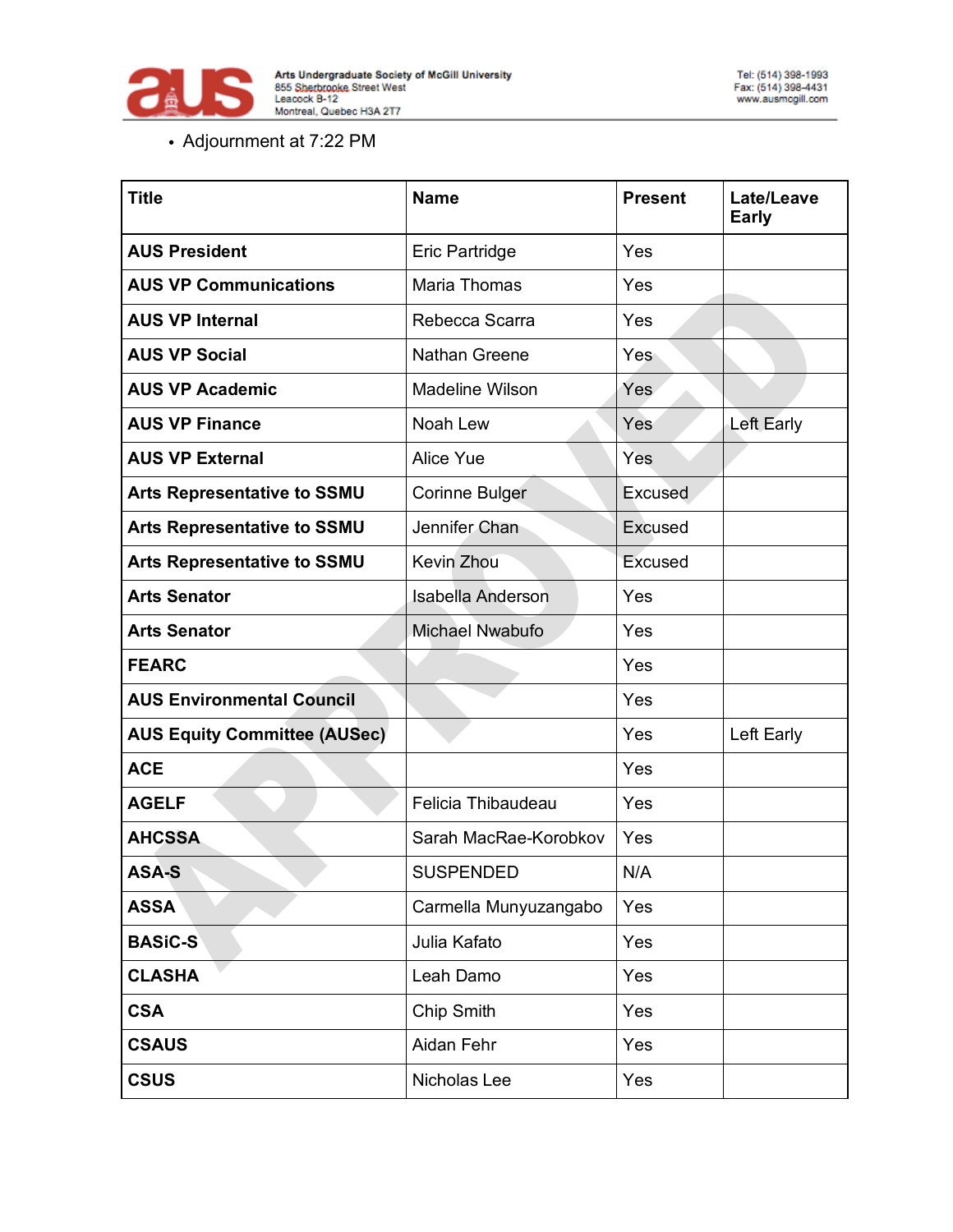- Adjournment at 7:22 PM

| Title | Name | Present | Late/Leave Early |
|---|---|---|---|
| **AUS President** | Eric Partridge | Yes | |
| **AUS VP Communications** | Maria Thomas | Yes | |
| **AUS VP Internal** | Rebecca Scarra | Yes | |
| **AUS VP Social** | Nathan Greene | Yes | |
| **AUS VP Academic** | Madeline Wilson | Yes | |
| **AUS VP Finance** | Noah Lew | Yes | Left Early |
| **AUS VP External** | Alice Yue | Yes | |
| **Arts Representative to SSMU** | Corinne Bulger | Excused | |
| **Arts Representative to SSMU** | Jennifer Chan | Excused | |
| **Arts Representative to SSMU** | Kevin Zhou | Excused | |
| **Arts Senator** | Isabella Anderson | Yes | |
| **Arts Senator** | Michael Nwabufo | Yes | |
| **FEARC** | | Yes | |
| **AUS Environmental Council** | | Yes | |
| **AUS Equity Committee (AUSec)** | | Yes | Left Early |
| **ACE** | | Yes | |
| **AGELF** | Felicia Thibaudeau | Yes | |
| **AHCSSA** | Sarah MacRae-Korobkov | Yes | |
| **ASA-S** | SUSPENDED | N/A | |
| **ASSA** | Carmella Munyuzangabo | Yes | |
| **BASiC-S** | Julia Kafato | Yes | |
| **CLASHA** | Leah Damo | Yes | |
| **CSA** | Chip Smith | Yes | |
| **CSAUS** | Aidan Fehr | Yes | |
| **CSUS** | Nicholas Lee | Yes | |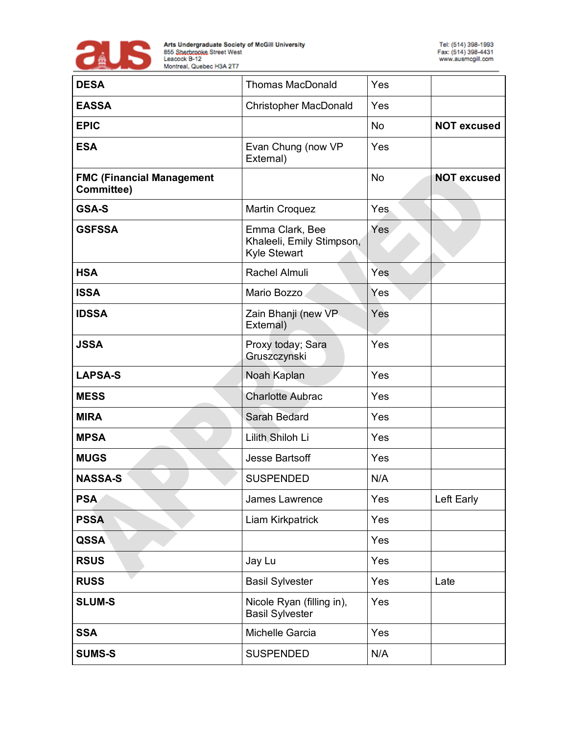| DESA | Thomas MacDonald | Yes | |
|---|---|---|---|
| EASSA | Christopher MacDonald | Yes | |
| EPIC | | No | NOT excused |
| ESA | Evan Chung (now VP External) | Yes | |
| FMC (Financial Management Committee) | | No | NOT excused |
| GSA-S | Martin Croquez | Yes | |
| GSFSSA | Emma Clark, Bee Khaleeli, Emily Stimpson, Kyle Stewart | Yes | |
| HSA | Rachel Almuli | Yes | |
| ISSA | Mario Bozzo | Yes | |
| IDSSA | Zain Bhanji (new VP External) | Yes | |
| JSSA | Proxy today; Sara Gruszczynski | Yes | |
| LAPSA-S | Noah Kaplan | Yes | |
| MESS | Charlotte Aubrac | Yes | |
| MIRA | Sarah Bedard | Yes | |
| MPSA | Lilith Shiloh Li | Yes | |
| MUGS | Jesse Bartsoff | Yes | |
| NASSA-S | SUSPENDED | N/A | |
| PSA | James Lawrence | Yes | Left Early |
| PSSA | Liam Kirkpatrick | Yes | |
| QSSA | | Yes | |
| RSUS | Jay Lu | Yes | |
| RUSS | Basil Sylvester | Yes | Late |
| SLUM-S | Nicole Ryan (filling in), Basil Sylvester | Yes | |
| SSA | Michelle Garcia | Yes | |
| SUMS-S | SUSPENDED | N/A | |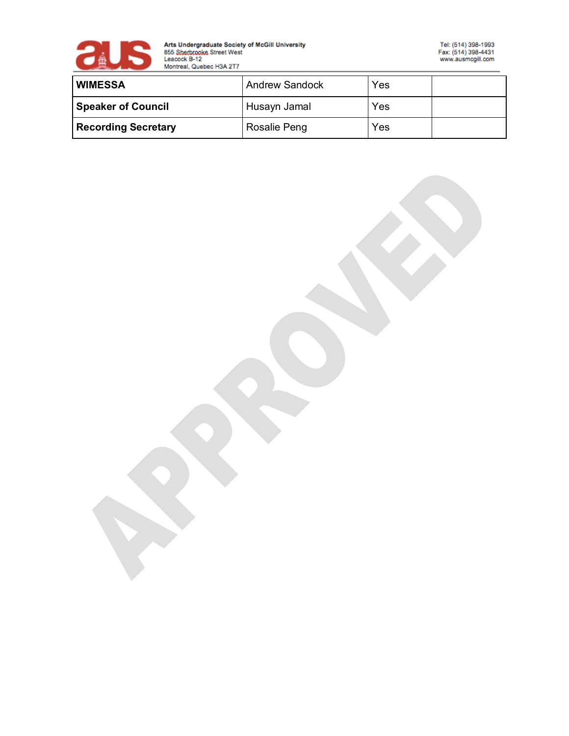| | | | |
|---|---|---|---|
| **WIMESSA** | Andrew Sandock | Yes | |
| **Speaker of Council** | Husayn Jamal | Yes | |
| **Recording Secretary** | Rosalie Peng | Yes | |